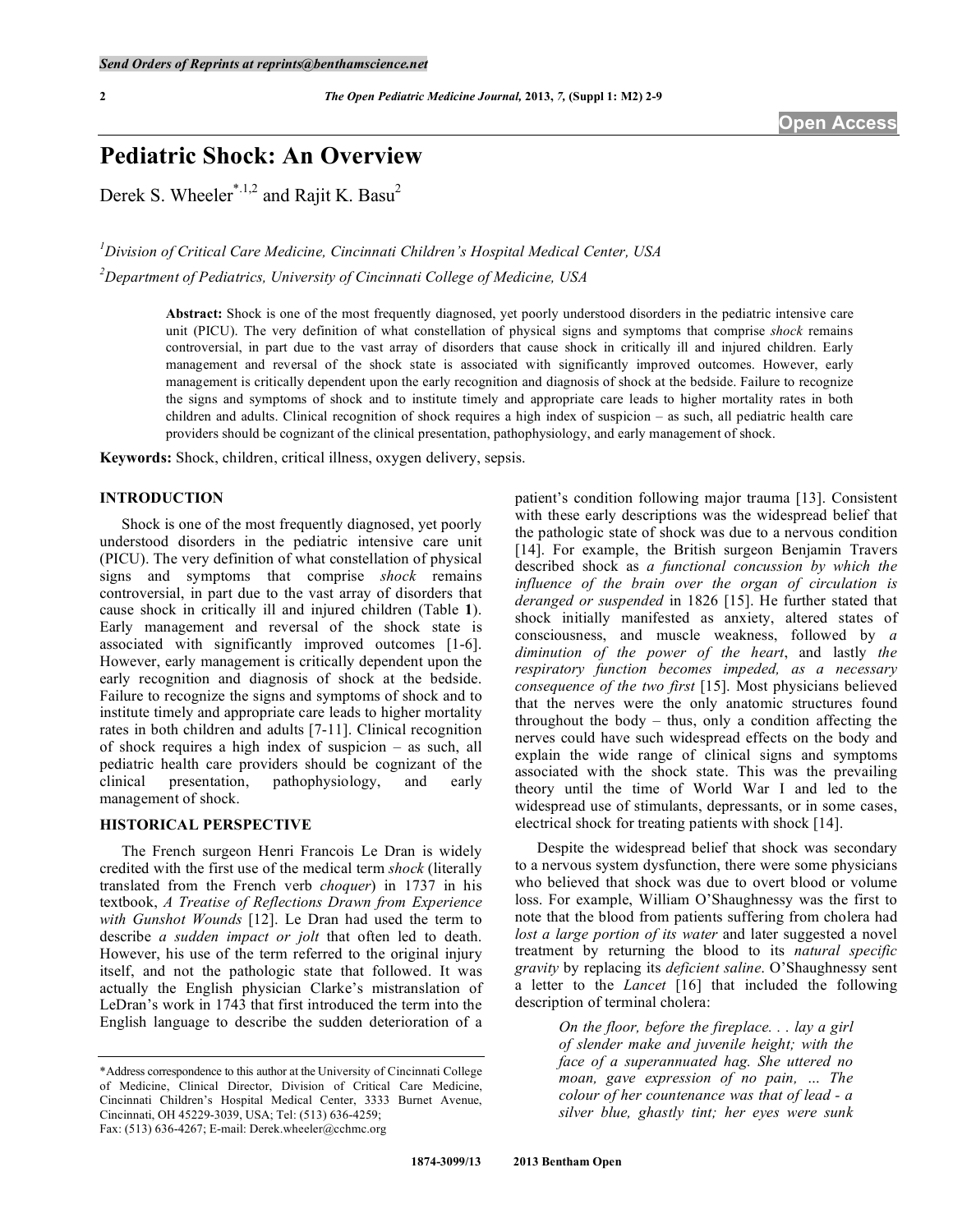# Pediatric Shock: An Overview

Derek S. Wheeler[*,1,2] and Rajit K. Basu[2]

[1]Division of Critical Care Medicine, Cincinnati Children's Hospital Medical Center, USA

[2]Department of Pediatrics, University of Cincinnati College of Medicine, USA

**Abstract:** Shock is one of the most frequently diagnosed, yet poorly understood disorders in the pediatric intensive care unit (PICU). The very definition of what constellation of physical signs and symptoms that comprise *shock* remains controversial, in part due to the vast array of disorders that cause shock in critically ill and injured children. Early management and reversal of the shock state is associated with significantly improved outcomes. However, early management is critically dependent upon the early recognition and diagnosis of shock at the bedside. Failure to recognize the signs and symptoms of shock and to institute timely and appropriate care leads to higher mortality rates in both children and adults. Clinical recognition of shock requires a high index of suspicion – as such, all pediatric health care providers should be cognizant of the clinical presentation, pathophysiology, and early management of shock.

**Keywords:** Shock, children, critical illness, oxygen delivery, sepsis.

## INTRODUCTION

Shock is one of the most frequently diagnosed, yet poorly understood disorders in the pediatric intensive care unit (PICU). The very definition of what constellation of physical signs and symptoms that comprise *shock* remains controversial, in part due to the vast array of disorders that cause shock in critically ill and injured children (Table **1**). Early management and reversal of the shock state is associated with significantly improved outcomes [1-6]. However, early management is critically dependent upon the early recognition and diagnosis of shock at the bedside. Failure to recognize the signs and symptoms of shock and to institute timely and appropriate care leads to higher mortality rates in both children and adults [7-11]. Clinical recognition of shock requires a high index of suspicion – as such, all pediatric health care providers should be cognizant of the clinical presentation, pathophysiology, and early management of shock.

## HISTORICAL PERSPECTIVE

The French surgeon Henri Francois Le Dran is widely credited with the first use of the medical term *shock* (literally translated from the French verb *choquer*) in 1737 in his textbook, *A Treatise of Reflections Drawn from Experience with Gunshot Wounds* [12]. Le Dran had used the term to describe *a sudden impact or jolt* that often led to death. However, his use of the term referred to the original injury itself, and not the pathologic state that followed. It was actually the English physician Clarke's mistranslation of LeDran's work in 1743 that first introduced the term into the English language to describe the sudden deterioration of a patient's condition following major trauma [13]. Consistent with these early descriptions was the widespread belief that the pathologic state of shock was due to a nervous condition [14]. For example, the British surgeon Benjamin Travers described shock as *a functional concussion by which the influence of the brain over the organ of circulation is deranged or suspended* in 1826 [15]. He further stated that shock initially manifested as anxiety, altered states of consciousness, and muscle weakness, followed by *a diminution of the power of the heart*, and lastly *the respiratory function becomes impeded, as a necessary consequence of the two first* [15]. Most physicians believed that the nerves were the only anatomic structures found throughout the body – thus, only a condition affecting the nerves could have such widespread effects on the body and explain the wide range of clinical signs and symptoms associated with the shock state. This was the prevailing theory until the time of World War I and led to the widespread use of stimulants, depressants, or in some cases, electrical shock for treating patients with shock [14].

Despite the widespread belief that shock was secondary to a nervous system dysfunction, there were some physicians who believed that shock was due to overt blood or volume loss. For example, William O'Shaughnessy was the first to note that the blood from patients suffering from cholera had *lost a large portion of its water* and later suggested a novel treatment by returning the blood to its *natural specific gravity* by replacing its *deficient saline*. O'Shaughnessy sent a letter to the *Lancet* [16] that included the following description of terminal cholera:

> *On the floor, before the fireplace. . . lay a girl of slender make and juvenile height; with the face of a superannuated hag. She uttered no moan, gave expression of no pain, ... The colour of her countenance was that of lead - a silver blue, ghastly tint; her eyes were sunk*

*Address correspondence to this author at the University of Cincinnati College of Medicine, Clinical Director, Division of Critical Care Medicine, Cincinnati Children's Hospital Medical Center, 3333 Burnet Avenue, Cincinnati, OH 45229-3039, USA; Tel: (513) 636-4259; Fax: (513) 636-4267; E-mail: Derek.wheeler@cchmc.org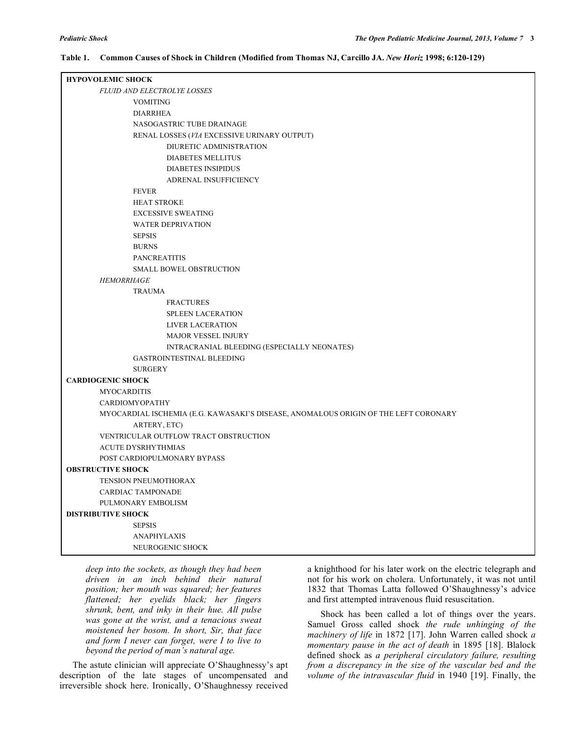**Table 1. Common Causes of Shock in Children (Modified from Thomas NJ, Carcillo JA. *New Horiz* 1998; 6:120-129)**

- **HYPOVOLEMIC SHOCK**
  - *FLUID AND ELECTROLYE LOSSES*
    - VOMITING
    - DIARRHEA
    - NASOGASTRIC TUBE DRAINAGE
    - RENAL LOSSES (*VIA* EXCESSIVE URINARY OUTPUT)
      - DIURETIC ADMINISTRATION
      - DIABETES MELLITUS
      - DIABETES INSIPIDUS
      - ADRENAL INSUFFICIENCY
    - FEVER
    - HEAT STROKE
    - EXCESSIVE SWEATING
    - WATER DEPRIVATION
    - SEPSIS
    - BURNS
    - PANCREATITIS
    - SMALL BOWEL OBSTRUCTION
  - *HEMORRHAGE*
    - TRAUMA
      - FRACTURES
      - SPLEEN LACERATION
      - LIVER LACERATION
      - MAJOR VESSEL INJURY
      - INTRACRANIAL BLEEDING (ESPECIALLY NEONATES)
    - GASTROINTESTINAL BLEEDING
    - SURGERY
- **CARDIOGENIC SHOCK**
  - MYOCARDITIS
  - CARDIOMYOPATHY
  - MYOCARDIAL ISCHEMIA (E.G. KAWASAKI'S DISEASE, ANOMALOUS ORIGIN OF THE LEFT CORONARY ARTERY, ETC)
  - VENTRICULAR OUTFLOW TRACT OBSTRUCTION
  - ACUTE DYSRHYTHMIAS
  - POST CARDIOPULMONARY BYPASS
- **OBSTRUCTIVE SHOCK**
  - TENSION PNEUMOTHORAX
  - CARDIAC TAMPONADE
  - PULMONARY EMBOLISM
- **DISTRIBUTIVE SHOCK**
  - SEPSIS
  - ANAPHYLAXIS
  - NEUROGENIC SHOCK

> *deep into the sockets, as though they had been driven in an inch behind their natural position; her mouth was squared; her features flattened; her eyelids black; her fingers shrunk, bent, and inky in their hue. All pulse was gone at the wrist, and a tenacious sweat moistened her bosom. In short, Sir, that face and form I never can forget, were I to live to beyond the period of man's natural age.*

The astute clinician will appreciate O'Shaughnessy's apt description of the late stages of uncompensated and irreversible shock here. Ironically, O'Shaughnessy received a knighthood for his later work on the electric telegraph and not for his work on cholera. Unfortunately, it was not until 1832 that Thomas Latta followed O'Shaughnessy's advice and first attempted intravenous fluid resuscitation.

Shock has been called a lot of things over the years. Samuel Gross called shock *the rude unhinging of the machinery of life* in 1872 [17]. John Warren called shock *a momentary pause in the act of death* in 1895 [18]. Blalock defined shock as *a peripheral circulatory failure, resulting from a discrepancy in the size of the vascular bed and the volume of the intravascular fluid* in 1940 [19]. Finally, the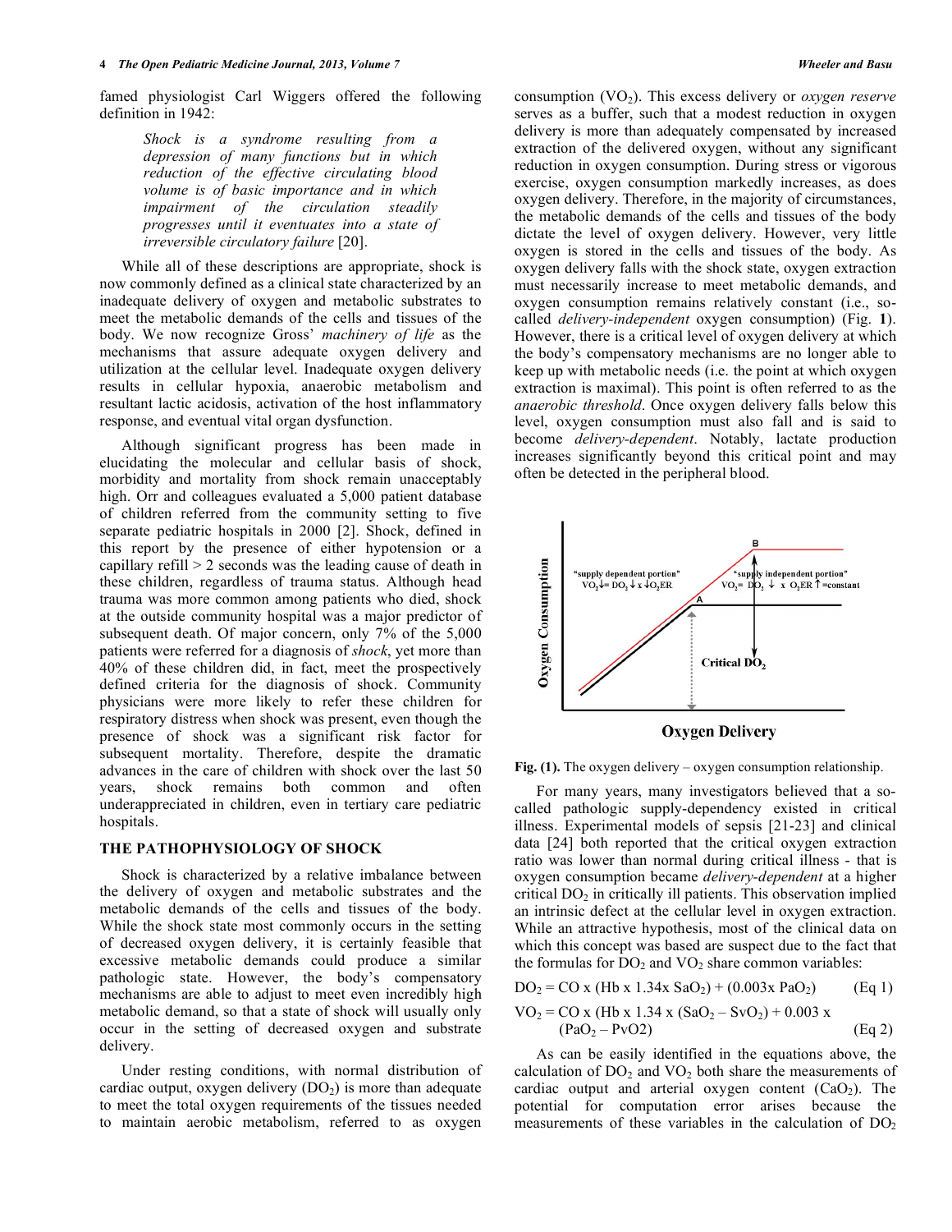famed physiologist Carl Wiggers offered the following definition in 1942:

> *Shock is a syndrome resulting from a depression of many functions but in which reduction of the effective circulating blood volume is of basic importance and in which impairment of the circulation steadily progresses until it eventuates into a state of irreversible circulatory failure* [20].

While all of these descriptions are appropriate, shock is now commonly defined as a clinical state characterized by an inadequate delivery of oxygen and metabolic substrates to meet the metabolic demands of the cells and tissues of the body. We now recognize Gross' *machinery of life* as the mechanisms that assure adequate oxygen delivery and utilization at the cellular level. Inadequate oxygen delivery results in cellular hypoxia, anaerobic metabolism and resultant lactic acidosis, activation of the host inflammatory response, and eventual vital organ dysfunction.

Although significant progress has been made in elucidating the molecular and cellular basis of shock, morbidity and mortality from shock remain unacceptably high. Orr and colleagues evaluated a 5,000 patient database of children referred from the community setting to five separate pediatric hospitals in 2000 [2]. Shock, defined in this report by the presence of either hypotension or a capillary refill > 2 seconds was the leading cause of death in these children, regardless of trauma status. Although head trauma was more common among patients who died, shock at the outside community hospital was a major predictor of subsequent death. Of major concern, only 7% of the 5,000 patients were referred for a diagnosis of *shock*, yet more than 40% of these children did, in fact, meet the prospectively defined criteria for the diagnosis of shock. Community physicians were more likely to refer these children for respiratory distress when shock was present, even though the presence of shock was a significant risk factor for subsequent mortality. Therefore, despite the dramatic advances in the care of children with shock over the last 50 years, shock remains both common and often underappreciated in children, even in tertiary care pediatric hospitals.

## THE PATHOPHYSIOLOGY OF SHOCK

Shock is characterized by a relative imbalance between the delivery of oxygen and metabolic substrates and the metabolic demands of the cells and tissues of the body. While the shock state most commonly occurs in the setting of decreased oxygen delivery, it is certainly feasible that excessive metabolic demands could produce a similar pathologic state. However, the body's compensatory mechanisms are able to adjust to meet even incredibly high metabolic demand, so that a state of shock will usually only occur in the setting of decreased oxygen and substrate delivery.

Under resting conditions, with normal distribution of cardiac output, oxygen delivery ($DO_2$) is more than adequate to meet the total oxygen requirements of the tissues needed to maintain aerobic metabolism, referred to as oxygen consumption ($VO_2$). This excess delivery or *oxygen reserve* serves as a buffer, such that a modest reduction in oxygen delivery is more than adequately compensated by increased extraction of the delivered oxygen, without any significant reduction in oxygen consumption. During stress or vigorous exercise, oxygen consumption markedly increases, as does oxygen delivery. Therefore, in the majority of circumstances, the metabolic demands of the cells and tissues of the body dictate the level of oxygen delivery. However, very little oxygen is stored in the cells and tissues of the body. As oxygen delivery falls with the shock state, oxygen extraction must necessarily increase to meet metabolic demands, and oxygen consumption remains relatively constant (i.e., so-called *delivery-independent* oxygen consumption) (Fig. **1**). However, there is a critical level of oxygen delivery at which the body's compensatory mechanisms are no longer able to keep up with metabolic needs (i.e. the point at which oxygen extraction is maximal). This point is often referred to as the *anaerobic threshold*. Once oxygen delivery falls below this level, oxygen consumption must also fall and is said to become *delivery-dependent*. Notably, lactate production increases significantly beyond this critical point and may often be detected in the peripheral blood.

**Fig. (1).** The oxygen delivery – oxygen consumption relationship.

For many years, many investigators believed that a so-called pathologic supply-dependency existed in critical illness. Experimental models of sepsis [21-23] and clinical data [24] both reported that the critical oxygen extraction ratio was lower than normal during critical illness - that is oxygen consumption became *delivery-dependent* at a higher critical $DO_2$ in critically ill patients. This observation implied an intrinsic defect at the cellular level in oxygen extraction. While an attractive hypothesis, most of the clinical data on which this concept was based are suspect due to the fact that the formulas for $DO_2$ and $VO_2$ share common variables:

$$DO_2 = CO \times (Hb \times 1.34 \times SaO_2) + (0.003 \times PaO_2) \quad \text{(Eq 1)}$$

$$VO_2 = CO \times (Hb \times 1.34 \times (SaO_2 - SvO_2) + 0.003 \times (PaO_2 - PvO_2) \quad \text{(Eq 2)}$$

As can be easily identified in the equations above, the calculation of $DO_2$ and $VO_2$ both share the measurements of cardiac output and arterial oxygen content ($CaO_2$). The potential for computation error arises because the measurements of these variables in the calculation of $DO_2$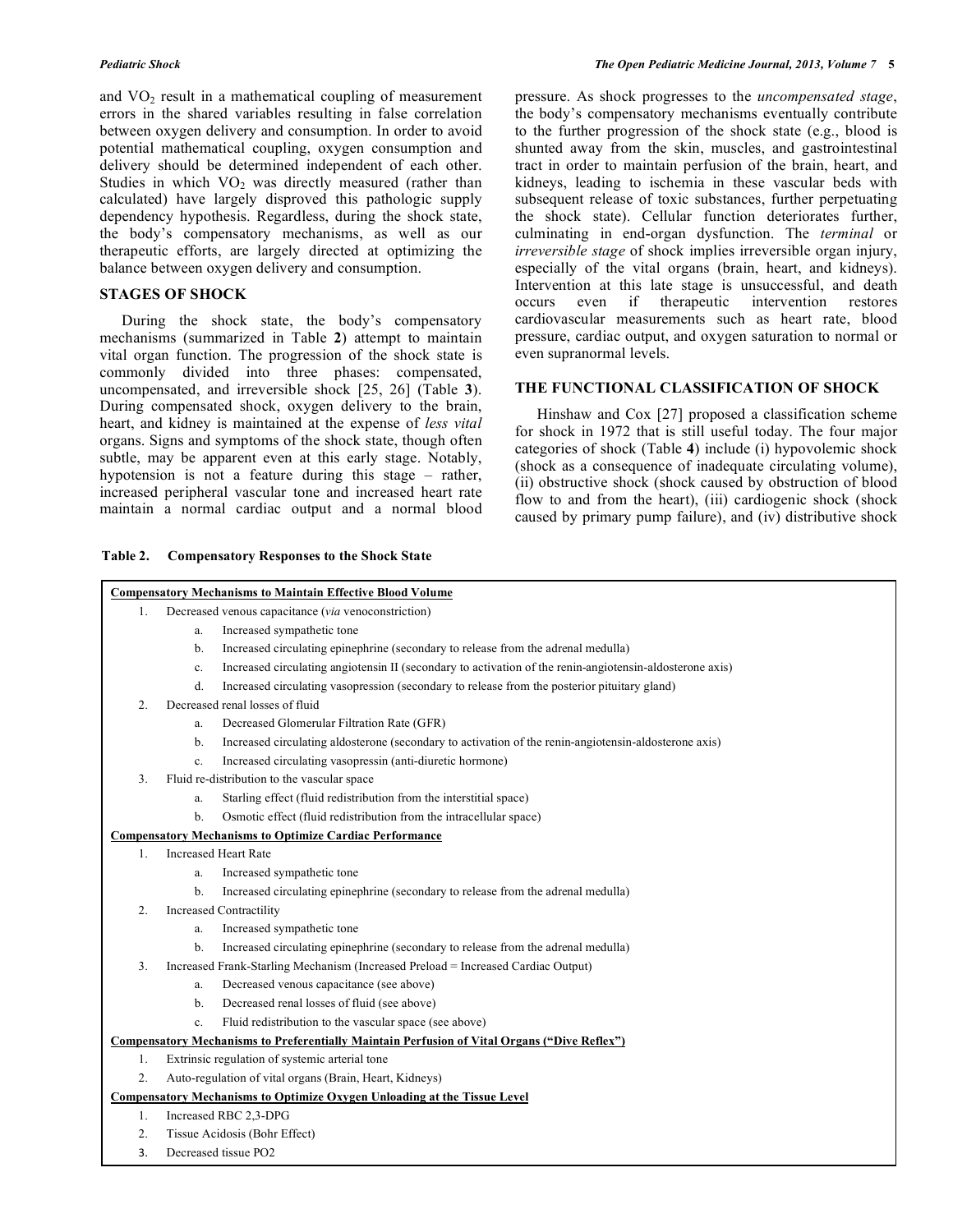and $VO_2$ result in a mathematical coupling of measurement errors in the shared variables resulting in false correlation between oxygen delivery and consumption. In order to avoid potential mathematical coupling, oxygen consumption and delivery should be determined independent of each other. Studies in which $VO_2$ was directly measured (rather than calculated) have largely disproved this pathologic supply dependency hypothesis. Regardless, during the shock state, the body's compensatory mechanisms, as well as our therapeutic efforts, are largely directed at optimizing the balance between oxygen delivery and consumption.

## STAGES OF SHOCK

During the shock state, the body's compensatory mechanisms (summarized in Table **2**) attempt to maintain vital organ function. The progression of the shock state is commonly divided into three phases: compensated, uncompensated, and irreversible shock [25, 26] (Table **3**). During compensated shock, oxygen delivery to the brain, heart, and kidney is maintained at the expense of *less vital* organs. Signs and symptoms of the shock state, though often subtle, may be apparent even at this early stage. Notably, hypotension is not a feature during this stage – rather, increased peripheral vascular tone and increased heart rate maintain a normal cardiac output and a normal blood pressure. As shock progresses to the *uncompensated stage*, the body's compensatory mechanisms eventually contribute to the further progression of the shock state (e.g., blood is shunted away from the skin, muscles, and gastrointestinal tract in order to maintain perfusion of the brain, heart, and kidneys, leading to ischemia in these vascular beds with subsequent release of toxic substances, further perpetuating the shock state). Cellular function deteriorates further, culminating in end-organ dysfunction. The *terminal* or *irreversible stage* of shock implies irreversible organ injury, especially of the vital organs (brain, heart, and kidneys). Intervention at this late stage is unsuccessful, and death occurs even if therapeutic intervention restores cardiovascular measurements such as heart rate, blood pressure, cardiac output, and oxygen saturation to normal or even supranormal levels.

## THE FUNCTIONAL CLASSIFICATION OF SHOCK

Hinshaw and Cox [27] proposed a classification scheme for shock in 1972 that is still useful today. The four major categories of shock (Table **4**) include (i) hypovolemic shock (shock as a consequence of inadequate circulating volume), (ii) obstructive shock (shock caused by obstruction of blood flow to and from the heart), (iii) cardiogenic shock (shock caused by primary pump failure), and (iv) distributive shock

**Table 2. Compensatory Responses to the Shock State**

| Compensatory Responses to the Shock State |
|---|
| **Compensatory Mechanisms to Maintain Effective Blood Volume** |
| 1. Decreased venous capacitance (*via* venoconstriction) |
| a. Increased sympathetic tone |
| b. Increased circulating epinephrine (secondary to release from the adrenal medulla) |
| c. Increased circulating angiotensin II (secondary to activation of the renin-angiotensin-aldosterone axis) |
| d. Increased circulating vasopression (secondary to release from the posterior pituitary gland) |
| 2. Decreased renal losses of fluid |
| a. Decreased Glomerular Filtration Rate (GFR) |
| b. Increased circulating aldosterone (secondary to activation of the renin-angiotensin-aldosterone axis) |
| c. Increased circulating vasopressin (anti-diuretic hormone) |
| 3. Fluid re-distribution to the vascular space |
| a. Starling effect (fluid redistribution from the interstitial space) |
| b. Osmotic effect (fluid redistribution from the intracellular space) |
| **Compensatory Mechanisms to Optimize Cardiac Performance** |
| 1. Increased Heart Rate |
| a. Increased sympathetic tone |
| b. Increased circulating epinephrine (secondary to release from the adrenal medulla) |
| 2. Increased Contractility |
| a. Increased sympathetic tone |
| b. Increased circulating epinephrine (secondary to release from the adrenal medulla) |
| 3. Increased Frank-Starling Mechanism (Increased Preload = Increased Cardiac Output) |
| a. Decreased venous capacitance (see above) |
| b. Decreased renal losses of fluid (see above) |
| c. Fluid redistribution to the vascular space (see above) |
| **Compensatory Mechanisms to Preferentially Maintain Perfusion of Vital Organs ("Dive Reflex")** |
| 1. Extrinsic regulation of systemic arterial tone |
| 2. Auto-regulation of vital organs (Brain, Heart, Kidneys) |
| **Compensatory Mechanisms to Optimize Oxygen Unloading at the Tissue Level** |
| 1. Increased RBC 2,3-DPG |
| 2. Tissue Acidosis (Bohr Effect) |
| 3. Decreased tissue PO2 |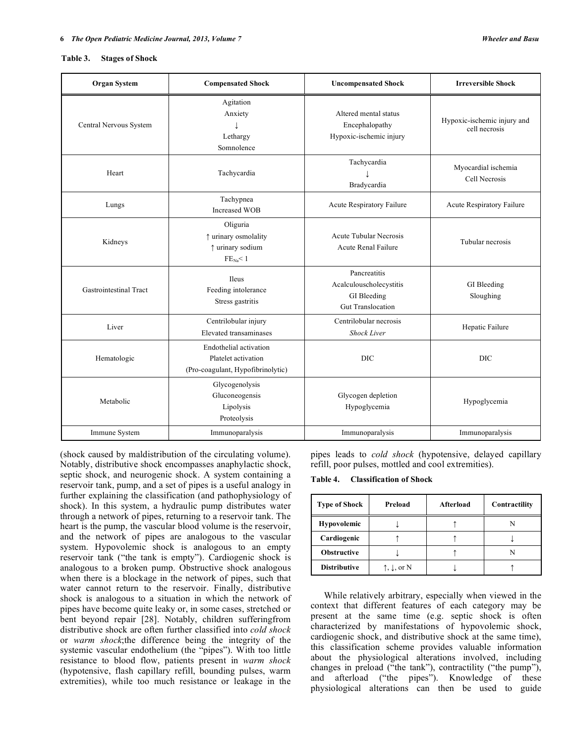**Table 3. Stages of Shock**

| Organ System | Compensated Shock | Uncompensated Shock | Irreversible Shock |
|---|---|---|---|
| Central Nervous System | Agitation<br>Anxiety<br>↓<br>Lethargy<br>Somnolence | Altered mental status<br>Encephalopathy<br>Hypoxic-ischemic injury | Hypoxic-ischemic injury and cell necrosis |
| Heart | Tachycardia | Tachycardia<br>↓<br>Bradycardia | Myocardial ischemia<br>Cell Necrosis |
| Lungs | Tachypnea<br>Increased WOB | Acute Respiratory Failure | Acute Respiratory Failure |
| Kidneys | Oliguria<br>↑ urinary osmolality<br>↑ urinary sodium<br>$FE_{Na}$< 1 | Acute Tubular Necrosis<br>Acute Renal Failure | Tubular necrosis |
| Gastrointestinal Tract | Ileus<br>Feeding intolerance<br>Stress gastritis | Pancreatitis<br>Acalculouscholecystitis<br>GI Bleeding<br>Gut Translocation | GI Bleeding<br>Sloughing |
| Liver | Centrilobular injury<br>Elevated transaminases | Centrilobular necrosis<br>*Shock Liver* | Hepatic Failure |
| Hematologic | Endothelial activation<br>Platelet activation<br>(Pro-coagulant, Hypofibrinolytic) | DIC | DIC |
| Metabolic | Glycogenolysis<br>Gluconeogensis<br>Lipolysis<br>Proteolysis | Glycogen depletion<br>Hypoglycemia | Hypoglycemia |
| Immune System | Immunoparalysis | Immunoparalysis | Immunoparalysis |

(shock caused by maldistribution of the circulating volume). Notably, distributive shock encompasses anaphylactic shock, septic shock, and neurogenic shock. A system containing a reservoir tank, pump, and a set of pipes is a useful analogy in further explaining the classification (and pathophysiology of shock). In this system, a hydraulic pump distributes water through a network of pipes, returning to a reservoir tank. The heart is the pump, the vascular blood volume is the reservoir, and the network of pipes are analogous to the vascular system. Hypovolemic shock is analogous to an empty reservoir tank ("the tank is empty"). Cardiogenic shock is analogous to a broken pump. Obstructive shock analogous when there is a blockage in the network of pipes, such that water cannot return to the reservoir. Finally, distributive shock is analogous to a situation in which the network of pipes have become quite leaky or, in some cases, stretched or bent beyond repair [28]. Notably, children sufferingfrom distributive shock are often further classified into *cold shock* or *warm shock*;the difference being the integrity of the systemic vascular endothelium (the "pipes"). With too little resistance to blood flow, patients present in *warm shock* (hypotensive, flash capillary refill, bounding pulses, warm extremities), while too much resistance or leakage in the pipes leads to *cold shock* (hypotensive, delayed capillary refill, poor pulses, mottled and cool extremities).

**Table 4. Classification of Shock**

| Type of Shock | Preload | Afterload | Contractility |
|---|---|---|---|
| **Hypovolemic** | ↓ | ↑ | N |
| **Cardiogenic** | ↑ | ↑ | ↓ |
| **Obstructive** | ↓ | ↑ | N |
| **Distributive** | ↑, ↓, or N | ↓ | ↑ |

While relatively arbitrary, especially when viewed in the context that different features of each category may be present at the same time (e.g. septic shock is often characterized by manifestations of hypovolemic shock, cardiogenic shock, and distributive shock at the same time), this classification scheme provides valuable information about the physiological alterations involved, including changes in preload ("the tank"), contractility ("the pump"), and afterload ("the pipes"). Knowledge of these physiological alterations can then be used to guide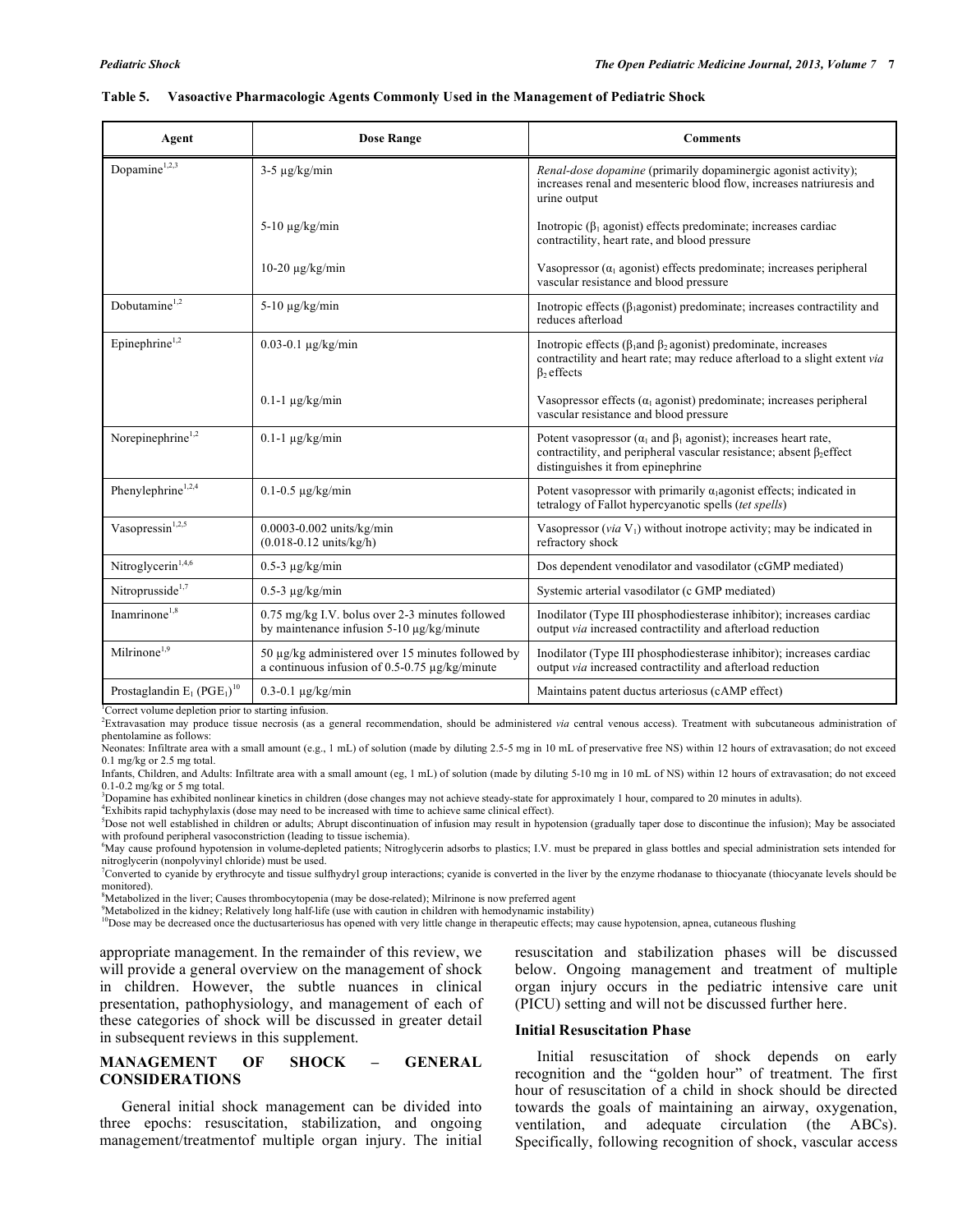**Table 5. Vasoactive Pharmacologic Agents Commonly Used in the Management of Pediatric Shock**

| Agent | Dose Range | Comments |
|---|---|---|
| Dopamine[1,2,3] | 3-5 µg/kg/min | *Renal-dose dopamine* (primarily dopaminergic agonist activity); increases renal and mesenteric blood flow, increases natriuresis and urine output |
| | 5-10 µg/kg/min | Inotropic ($\beta_1$ agonist) effects predominate; increases cardiac contractility, heart rate, and blood pressure |
| | 10-20 µg/kg/min | Vasopressor ($\alpha_1$ agonist) effects predominate; increases peripheral vascular resistance and blood pressure |
| Dobutamine[1,2] | 5-10 µg/kg/min | Inotropic effects ($\beta_1$agonist) predominate; increases contractility and reduces afterload |
| Epinephrine[1,2] | 0.03-0.1 µg/kg/min | Inotropic effects ($\beta_1$and $\beta_2$ agonist) predominate, increases contractility and heart rate; may reduce afterload to a slight extent *via* $\beta_2$ effects |
| | 0.1-1 µg/kg/min | Vasopressor effects ($\alpha_1$ agonist) predominate; increases peripheral vascular resistance and blood pressure |
| Norepinephrine[1,2] | 0.1-1 µg/kg/min | Potent vasopressor ($\alpha_1$ and $\beta_1$ agonist); increases heart rate, contractility, and peripheral vascular resistance; absent $\beta_2$effect distinguishes it from epinephrine |
| Phenylephrine[1,2,4] | 0.1-0.5 µg/kg/min | Potent vasopressor with primarily $\alpha_1$agonist effects; indicated in tetralogy of Fallot hypercyanotic spells (*tet spells*) |
| Vasopressin[1,2,5] | 0.0003-0.002 units/kg/min (0.018-0.12 units/kg/h) | Vasopressor (*via* $V_1$) without inotrope activity; may be indicated in refractory shock |
| Nitroglycerin[1,4,6] | 0.5-3 µg/kg/min | Dos dependent venodilator and vasodilator (cGMP mediated) |
| Nitroprusside[1,7] | 0.5-3 µg/kg/min | Systemic arterial vasodilator (c GMP mediated) |
| Inamrinone[1,8] | 0.75 mg/kg I.V. bolus over 2-3 minutes followed by maintenance infusion 5-10 µg/kg/minute | Inodilator (Type III phosphodiesterase inhibitor); increases cardiac output *via* increased contractility and afterload reduction |
| Milrinone[1,9] | 50 µg/kg administered over 15 minutes followed by a continuous infusion of 0.5-0.75 µg/kg/minute | Inodilator (Type III phosphodiesterase inhibitor); increases cardiac output *via* increased contractility and afterload reduction |
| Prostaglandin $E_1$ ($PGE_1$)[10] | 0.3-0.1 µg/kg/min | Maintains patent ductus arteriosus (cAMP effect) |

[1]Correct volume depletion prior to starting infusion.
[2]Extravasation may produce tissue necrosis (as a general recommendation, should be administered *via* central venous access). Treatment with subcutaneous administration of phentolamine as follows:
Neonates: Infiltrate area with a small amount (e.g., 1 mL) of solution (made by diluting 2.5-5 mg in 10 mL of preservative free NS) within 12 hours of extravasation; do not exceed 0.1 mg/kg or 2.5 mg total.
Infants, Children, and Adults: Infiltrate area with a small amount (eg, 1 mL) of solution (made by diluting 5-10 mg in 10 mL of NS) within 12 hours of extravasation; do not exceed 0.1-0.2 mg/kg or 5 mg total.
[3]Dopamine has exhibited nonlinear kinetics in children (dose changes may not achieve steady-state for approximately 1 hour, compared to 20 minutes in adults).
[4]Exhibits rapid tachyphylaxis (dose may need to be increased with time to achieve same clinical effect).
[5]Dose not well established in children or adults; Abrupt discontinuation of infusion may result in hypotension (gradually taper dose to discontinue the infusion); May be associated with profound peripheral vasoconstriction (leading to tissue ischemia).
[6]May cause profound hypotension in volume-depleted patients; Nitroglycerin adsorbs to plastics; I.V. must be prepared in glass bottles and special administration sets intended for nitroglycerin (nonpolyvinyl chloride) must be used.
[7]Converted to cyanide by erythrocyte and tissue sulfhydryl group interactions; cyanide is converted in the liver by the enzyme rhodanase to thiocyanate (thiocyanate levels should be monitored).
[8]Metabolized in the liver; Causes thrombocytopenia (may be dose-related); Milrinone is now preferred agent
[9]Metabolized in the kidney; Relatively long half-life (use with caution in children with hemodynamic instability)
[10]Dose may be decreased once the ductusarteriosus has opened with very little change in therapeutic effects; may cause hypotension, apnea, cutaneous flushing

appropriate management. In the remainder of this review, we will provide a general overview on the management of shock in children. However, the subtle nuances in clinical presentation, pathophysiology, and management of each of these categories of shock will be discussed in greater detail in subsequent reviews in this supplement.

## MANAGEMENT OF SHOCK – GENERAL CONSIDERATIONS

General initial shock management can be divided into three epochs: resuscitation, stabilization, and ongoing management/treatmentof multiple organ injury. The initial resuscitation and stabilization phases will be discussed below. Ongoing management and treatment of multiple organ injury occurs in the pediatric intensive care unit (PICU) setting and will not be discussed further here.

### Initial Resuscitation Phase

Initial resuscitation of shock depends on early recognition and the "golden hour" of treatment. The first hour of resuscitation of a child in shock should be directed towards the goals of maintaining an airway, oxygenation, ventilation, and adequate circulation (the ABCs). Specifically, following recognition of shock, vascular access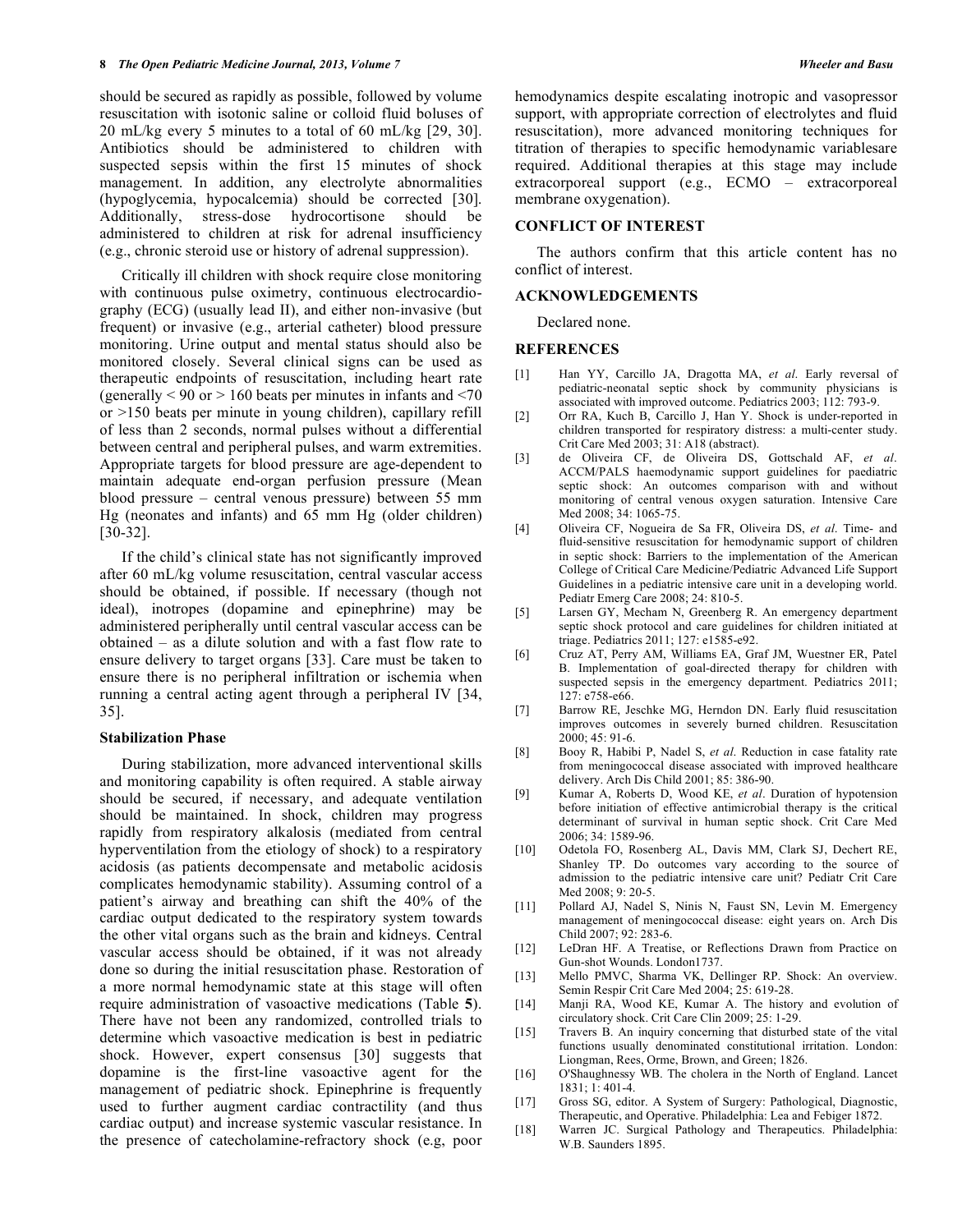should be secured as rapidly as possible, followed by volume resuscitation with isotonic saline or colloid fluid boluses of 20 mL/kg every 5 minutes to a total of 60 mL/kg [29, 30]. Antibiotics should be administered to children with suspected sepsis within the first 15 minutes of shock management. In addition, any electrolyte abnormalities (hypoglycemia, hypocalcemia) should be corrected [30]. Additionally, stress-dose hydrocortisone should be administered to children at risk for adrenal insufficiency (e.g., chronic steroid use or history of adrenal suppression).

Critically ill children with shock require close monitoring with continuous pulse oximetry, continuous electrocardiography (ECG) (usually lead II), and either non-invasive (but frequent) or invasive (e.g., arterial catheter) blood pressure monitoring. Urine output and mental status should also be monitored closely. Several clinical signs can be used as therapeutic endpoints of resuscitation, including heart rate (generally < 90 or > 160 beats per minutes in infants and <70 or >150 beats per minute in young children), capillary refill of less than 2 seconds, normal pulses without a differential between central and peripheral pulses, and warm extremities. Appropriate targets for blood pressure are age-dependent to maintain adequate end-organ perfusion pressure (Mean blood pressure – central venous pressure) between 55 mm Hg (neonates and infants) and 65 mm Hg (older children) [30-32].

If the child's clinical state has not significantly improved after 60 mL/kg volume resuscitation, central vascular access should be obtained, if possible. If necessary (though not ideal), inotropes (dopamine and epinephrine) may be administered peripherally until central vascular access can be obtained – as a dilute solution and with a fast flow rate to ensure delivery to target organs [33]. Care must be taken to ensure there is no peripheral infiltration or ischemia when running a central acting agent through a peripheral IV [34, 35].

### Stabilization Phase

During stabilization, more advanced interventional skills and monitoring capability is often required. A stable airway should be secured, if necessary, and adequate ventilation should be maintained. In shock, children may progress rapidly from respiratory alkalosis (mediated from central hyperventilation from the etiology of shock) to a respiratory acidosis (as patients decompensate and metabolic acidosis complicates hemodynamic stability). Assuming control of a patient's airway and breathing can shift the 40% of the cardiac output dedicated to the respiratory system towards the other vital organs such as the brain and kidneys. Central vascular access should be obtained, if it was not already done so during the initial resuscitation phase. Restoration of a more normal hemodynamic state at this stage will often require administration of vasoactive medications (Table **5**). There have not been any randomized, controlled trials to determine which vasoactive medication is best in pediatric shock. However, expert consensus [30] suggests that dopamine is the first-line vasoactive agent for the management of pediatric shock. Epinephrine is frequently used to further augment cardiac contractility (and thus cardiac output) and increase systemic vascular resistance. In the presence of catecholamine-refractory shock (e.g, poor hemodynamics despite escalating inotropic and vasopressor support, with appropriate correction of electrolytes and fluid resuscitation), more advanced monitoring techniques for titration of therapies to specific hemodynamic variablesare required. Additional therapies at this stage may include extracorporeal support (e.g., ECMO – extracorporeal membrane oxygenation).

## CONFLICT OF INTEREST

The authors confirm that this article content has no conflict of interest.

## ACKNOWLEDGEMENTS

Declared none.

## REFERENCES

[1] Han YY, Carcillo JA, Dragotta MA, *et al*. Early reversal of pediatric-neonatal septic shock by community physicians is associated with improved outcome. Pediatrics 2003; 112: 793-9.

[2] Orr RA, Kuch B, Carcillo J, Han Y. Shock is under-reported in children transported for respiratory distress: a multi-center study. Crit Care Med 2003; 31: A18 (abstract).

[3] de Oliveira CF, de Oliveira DS, Gottschald AF, *et al*. ACCM/PALS haemodynamic support guidelines for paediatric septic shock: An outcomes comparison with and without monitoring of central venous oxygen saturation. Intensive Care Med 2008; 34: 1065-75.

[4] Oliveira CF, Nogueira de Sa FR, Oliveira DS, *et al*. Time- and fluid-sensitive resuscitation for hemodynamic support of children in septic shock: Barriers to the implementation of the American College of Critical Care Medicine/Pediatric Advanced Life Support Guidelines in a pediatric intensive care unit in a developing world. Pediatr Emerg Care 2008; 24: 810-5.

[5] Larsen GY, Mecham N, Greenberg R. An emergency department septic shock protocol and care guidelines for children initiated at triage. Pediatrics 2011; 127: e1585-e92.

[6] Cruz AT, Perry AM, Williams EA, Graf JM, Wuestner ER, Patel B. Implementation of goal-directed therapy for children with suspected sepsis in the emergency department. Pediatrics 2011; 127: e758-e66.

[7] Barrow RE, Jeschke MG, Herndon DN. Early fluid resuscitation improves outcomes in severely burned children. Resuscitation 2000; 45: 91-6.

[8] Booy R, Habibi P, Nadel S, *et al*. Reduction in case fatality rate from meningococcal disease associated with improved healthcare delivery. Arch Dis Child 2001; 85: 386-90.

[9] Kumar A, Roberts D, Wood KE, *et al*. Duration of hypotension before initiation of effective antimicrobial therapy is the critical determinant of survival in human septic shock. Crit Care Med 2006; 34: 1589-96.

[10] Odetola FO, Rosenberg AL, Davis MM, Clark SJ, Dechert RE, Shanley TP. Do outcomes vary according to the source of admission to the pediatric intensive care unit? Pediatr Crit Care Med 2008; 9: 20-5.

[11] Pollard AJ, Nadel S, Ninis N, Faust SN, Levin M. Emergency management of meningococcal disease: eight years on. Arch Dis Child 2007; 92: 283-6.

[12] LeDran HF. A Treatise, or Reflections Drawn from Practice on Gun-shot Wounds. London1737.

[13] Mello PMVC, Sharma VK, Dellinger RP. Shock: An overview. Semin Respir Crit Care Med 2004; 25: 619-28.

[14] Manji RA, Wood KE, Kumar A. The history and evolution of circulatory shock. Crit Care Clin 2009; 25: 1-29.

[15] Travers B. An inquiry concerning that disturbed state of the vital functions usually denominated constitutional irritation. London: Liongman, Rees, Orme, Brown, and Green; 1826.

[16] O'Shaughnessy WB. The cholera in the North of England. Lancet 1831; 1: 401-4.

[17] Gross SG, editor. A System of Surgery: Pathological, Diagnostic, Therapeutic, and Operative. Philadelphia: Lea and Febiger 1872.

[18] Warren JC. Surgical Pathology and Therapeutics. Philadelphia: W.B. Saunders 1895.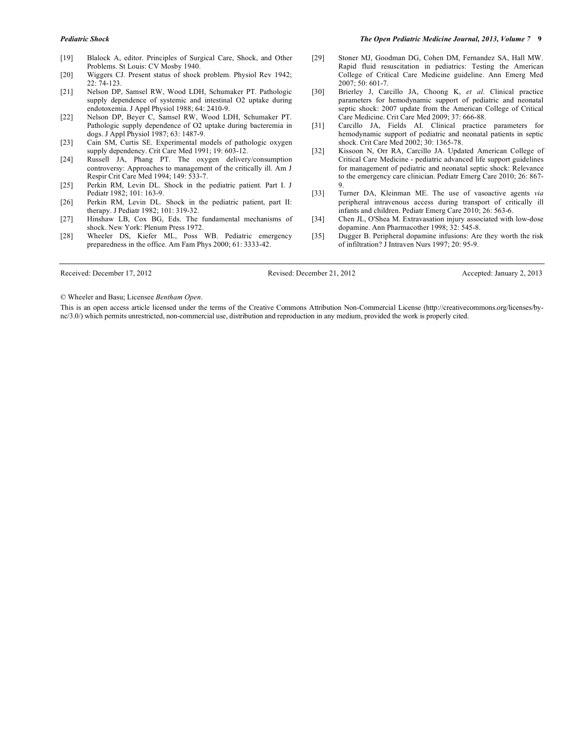[19] Blalock A, editor. Principles of Surgical Care, Shock, and Other Problems. St Louis: CV Mosby 1940.

[20] Wiggers CJ. Present status of shock problem. Physiol Rev 1942; 22: 74-123.

[21] Nelson DP, Samsel RW, Wood LDH, Schumaker PT. Pathologic supply dependence of systemic and intestinal O2 uptake during endotoxemia. J Appl Physiol 1988; 64: 2410-9.

[22] Nelson DP, Beyer C, Samsel RW, Wood LDH, Schumaker PT. Pathologic supply dependence of O2 uptake during bacteremia in dogs. J Appl Physiol 1987; 63: 1487-9.

[23] Cain SM, Curtis SE. Experimental models of pathologic oxygen supply dependency. Crit Care Med 1991; 19: 603-12.

[24] Russell JA, Phang PT. The oxygen delivery/consumption controversy: Approaches to management of the critically ill. Am J Respir Crit Care Med 1994; 149: 533-7.

[25] Perkin RM, Levin DL. Shock in the pediatric patient. Part I. J Pediatr 1982; 101: 163-9.

[26] Perkin RM, Levin DL. Shock in the pediatric patient, part II: therapy. J Pediatr 1982; 101: 319-32.

[27] Hinshaw LB, Cox BG, Eds. The fundamental mechanisms of shock. New York: Plenum Press 1972.

[28] Wheeler DS, Kiefer ML, Poss WB. Pediatric emergency preparedness in the office. Am Fam Phys 2000; 61: 3333-42.

[29] Stoner MJ, Goodman DG, Cohen DM, Fernandez SA, Hall MW. Rapid fluid resuscitation in pediatrics: Testing the American College of Critical Care Medicine guideline. Ann Emerg Med 2007; 50: 601-7.

[30] Brierley J, Carcillo JA, Choong K, *et al*. Clinical practice parameters for hemodynamic support of pediatric and neonatal septic shock: 2007 update from the American College of Critical Care Medicine. Crit Care Med 2009; 37: 666-88.

[31] Carcillo JA, Fields AI. Clinical practice parameters for hemodynamic support of pediatric and neonatal patients in septic shock. Crit Care Med 2002; 30: 1365-78.

[32] Kissoon N, Orr RA, Carcillo JA. Updated American College of Critical Care Medicine - pediatric advanced life support guidelines for management of pediatric and neonatal septic shock: Relevance to the emergency care clinician. Pediatr Emerg Care 2010; 26: 867-9.

[33] Turner DA, Kleinman ME. The use of vasoactive agents *via* peripheral intravenous access during transport of critically ill infants and children. Pediatr Emerg Care 2010; 26: 563-6.

[34] Chen JL, O'Shea M. Extravasation injury associated with low-dose dopamine. Ann Pharmacother 1998; 32: 545-8.

[35] Dugger B. Peripheral dopamine infusions: Are they worth the risk of infiltration? J Intraven Nurs 1997; 20: 95-9.

---

Received: December 17, 2012 Revised: December 21, 2012 Accepted: January 2, 2013

© Wheeler and Basu; Licensee *Bentham Open*.

This is an open access article licensed under the terms of the Creative Commons Attribution Non-Commercial License (http://creativecommons.org/licenses/by-nc/3.0/) which permits unrestricted, non-commercial use, distribution and reproduction in any medium, provided the work is properly cited.